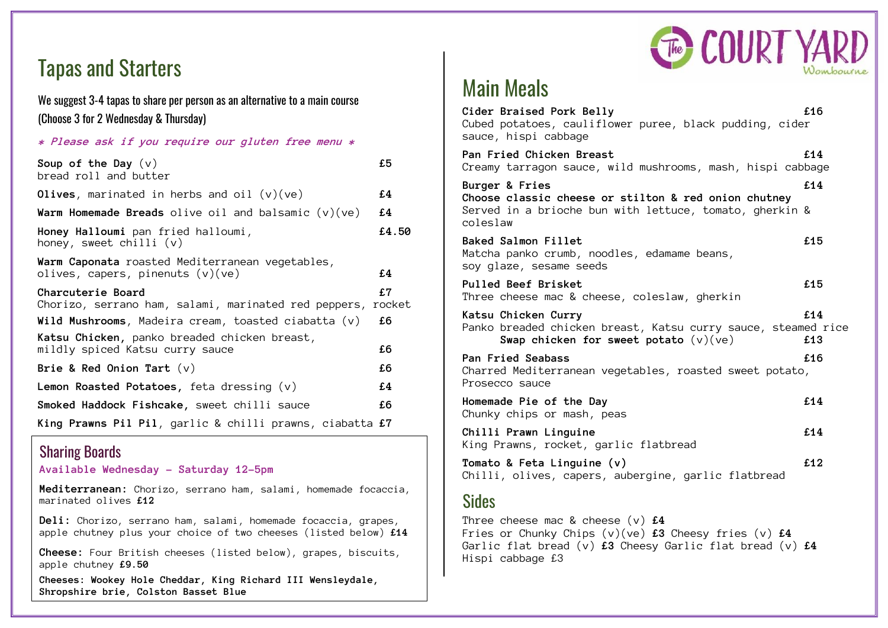# Tapas and Starters

We suggest 3-4 tapas to share per person as an alternative to a main course
(Choose 3 for 2 Wednesday & Thursday)

*\* Please ask if you require our gluten free menu \**

**Soup of the Day** (v) **£5**
bread roll and butter

**Olives**, marinated in herbs and oil (v)(ve) **£4**

**Warm Homemade Breads** olive oil and balsamic (v)(ve) **£4**

**Honey Halloumi** pan fried halloumi, honey, sweet chilli (v) **£4.50**

**Warm Caponata** roasted Mediterranean vegetables, olives, capers, pinenuts (v)(ve) **£4**

**Charcuterie Board** **£7**
Chorizo, serrano ham, salami, marinated red peppers, rocket

**Wild Mushrooms**, Madeira cream, toasted ciabatta (v) **£6**

**Katsu Chicken**, panko breaded chicken breast, mildly spiced Katsu curry sauce **£6**

**Brie & Red Onion Tart** (v) **£6**

**Lemon Roasted Potatoes**, feta dressing (v) **£4**

**Smoked Haddock Fishcake**, sweet chilli sauce **£6**

**King Prawns Pil Pil**, garlic & chilli prawns, ciabatta **£7**

## Sharing Boards

**Available Wednesday - Saturday 12-5pm**

**Mediterranean:** Chorizo, serrano ham, salami, homemade focaccia, marinated olives **£12**

**Deli:** Chorizo, serrano ham, salami, homemade focaccia, grapes, apple chutney plus your choice of two cheeses (listed below) **£14**

**Cheese:** Four British cheeses (listed below), grapes, biscuits, apple chutney **£9.50**

**Cheeses: Wookey Hole Cheddar, King Richard III Wensleydale, Shropshire brie, Colston Basset Blue**

The Court Yard
Wombourne

# Main Meals

**Cider Braised Pork Belly** **£16**
Cubed potatoes, cauliflower puree, black pudding, cider sauce, hispi cabbage

**Pan Fried Chicken Breast** **£14**
Creamy tarragon sauce, wild mushrooms, mash, hispi cabbage

**Burger & Fries** **£14**
**Choose classic cheese or stilton & red onion chutney**
Served in a brioche bun with lettuce, tomato, gherkin & coleslaw

**Baked Salmon Fillet** **£15**
Matcha panko crumb, noodles, edamame beans, soy glaze, sesame seeds

**Pulled Beef Brisket** **£15**
Three cheese mac & cheese, coleslaw, gherkin

**Katsu Chicken Curry** **£14**
Panko breaded chicken breast, Katsu curry sauce, steamed rice
**Swap chicken for sweet potato** (v)(ve) **£13**

**Pan Fried Seabass** **£16**
Charred Mediterranean vegetables, roasted sweet potato, Prosecco sauce

**Homemade Pie of the Day** **£14**
Chunky chips or mash, peas

**Chilli Prawn Linguine** **£14**
King Prawns, rocket, garlic flatbread

**Tomato & Feta Linguine (v)** **£12**
Chilli, olives, capers, aubergine, garlic flatbread

## Sides

Three cheese mac & cheese (v) **£4**
Fries or Chunky Chips (v)(ve) **£3** Cheesy fries (v) **£4**
Garlic flat bread (v) **£3** Cheesy Garlic flat bread (v) **£4**
Hispi cabbage £3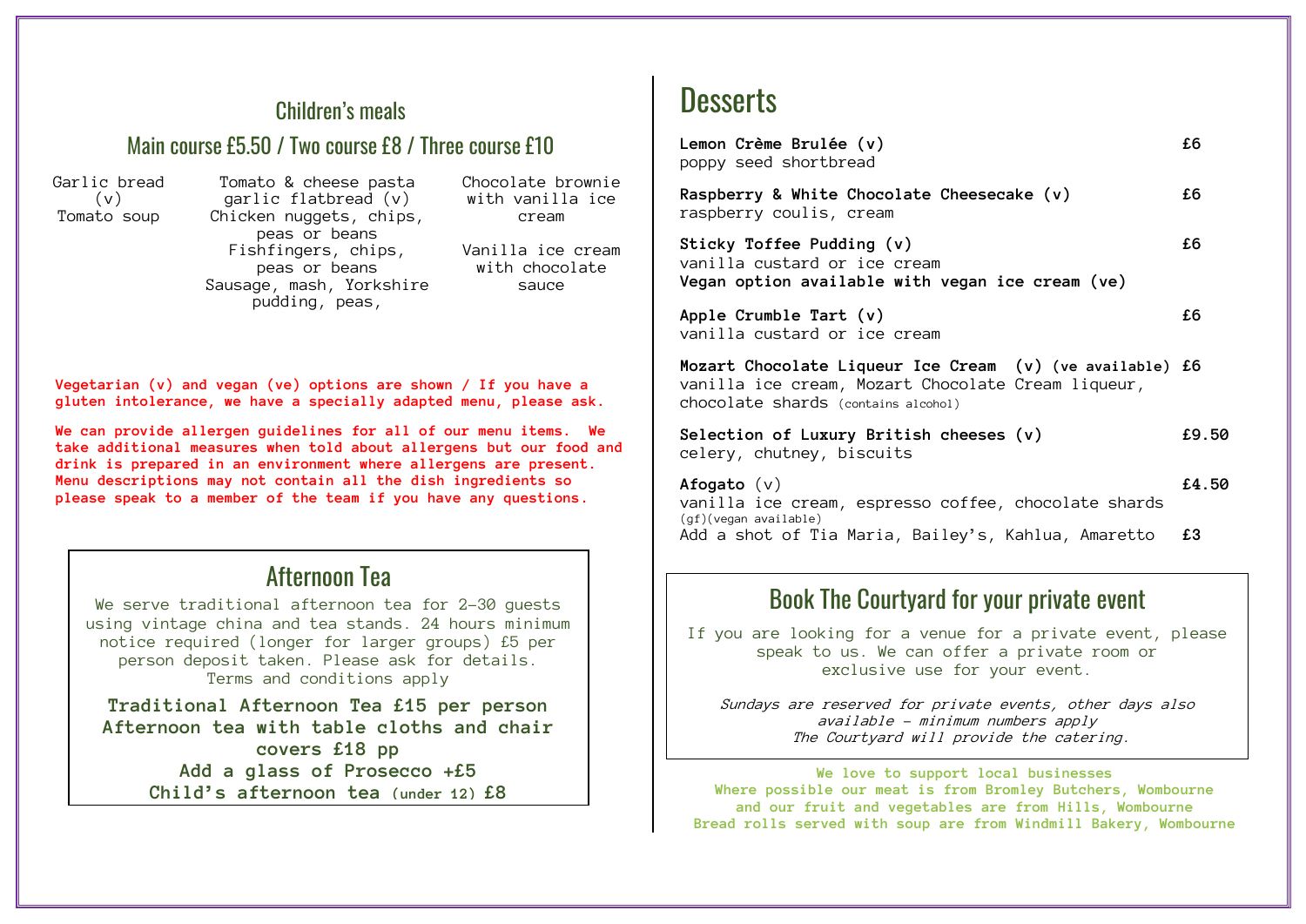## Children's meals

### Main course £5.50 / Two course £8 / Three course £10

| | | |
|---|---|---|
| Garlic bread (v) | Tomato & cheese pasta garlic flatbread (v) | Chocolate brownie with vanilla ice cream |
| Tomato soup | Chicken nuggets, chips, peas or beans | Vanilla ice cream with chocolate sauce |
| | Fishfingers, chips, peas or beans | |
| | Sausage, mash, Yorkshire pudding, peas, | |

**Vegetarian (v) and vegan (ve) options are shown / If you have a gluten intolerance, we have a specially adapted menu, please ask.**

**We can provide allergen guidelines for all of our menu items. We take additional measures when told about allergens but our food and drink is prepared in an environment where allergens are present. Menu descriptions may not contain all the dish ingredients so please speak to a member of the team if you have any questions.**

## Afternoon Tea

We serve traditional afternoon tea for 2-30 guests using vintage china and tea stands. 24 hours minimum notice required (longer for larger groups) £5 per person deposit taken. Please ask for details. Terms and conditions apply

**Traditional Afternoon Tea £15 per person**
**Afternoon tea with table cloths and chair covers £18 pp**
**Add a glass of Prosecco +£5**
**Child's afternoon tea** (under 12) **£8**

# Desserts

**Lemon Crème Brulée (v)** **£6**
poppy seed shortbread

**Raspberry & White Chocolate Cheesecake (v)** **£6**
raspberry coulis, cream

**Sticky Toffee Pudding (v)** **£6**
vanilla custard or ice cream
**Vegan option available with vegan ice cream (ve)**

**Apple Crumble Tart (v)** **£6**
vanilla custard or ice cream

**Mozart Chocolate Liqueur Ice Cream (v) (ve available)** **£6**
vanilla ice cream, Mozart Chocolate Cream liqueur, chocolate shards (contains alcohol)

**Selection of Luxury British cheeses (v)** **£9.50**
celery, chutney, biscuits

**Afogato** (v) **£4.50**
vanilla ice cream, espresso coffee, chocolate shards
(gf)(vegan available)
Add a shot of Tia Maria, Bailey's, Kahlua, Amaretto **£3**

## Book The Courtyard for your private event

If you are looking for a venue for a private event, please speak to us. We can offer a private room or exclusive use for your event.

*Sundays are reserved for private events, other days also available - minimum numbers apply*
*The Courtyard will provide the catering.*

**We love to support local businesses**
**Where possible our meat is from Bromley Butchers, Wombourne**
**and our fruit and vegetables are from Hills, Wombourne**
**Bread rolls served with soup are from Windmill Bakery, Wombourne**